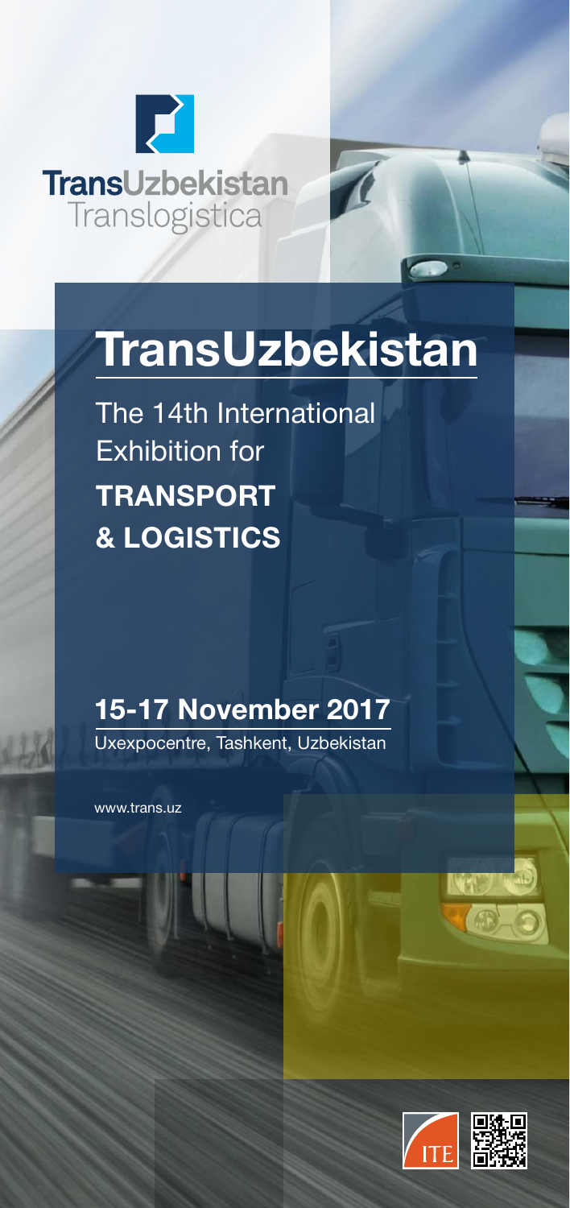TransUzbekistan
Translogistica

# TransUzbekistan

The 14th International Exhibition for
**TRANSPORT & LOGISTICS**

## 15-17 November 2017

Uxexpocentre, Tashkent, Uzbekistan

www.trans.uz

ITE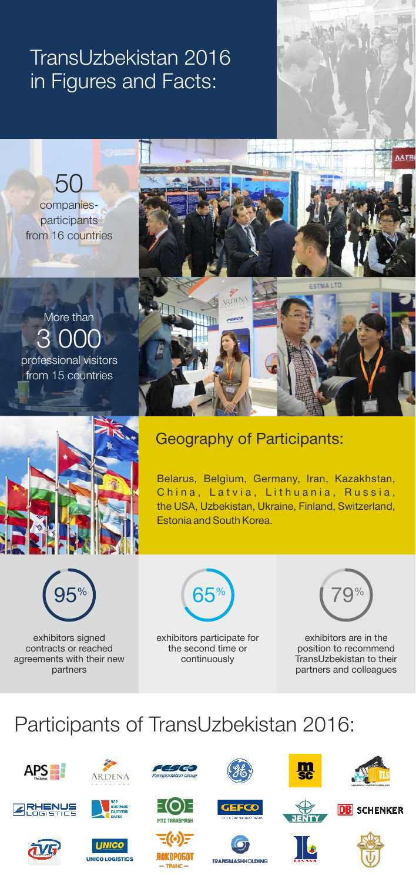# TransUzbekistan 2016 in Figures and Facts:

**50**
companies-participants from 16 countries

More than
**3 000**
professional visitors from 15 countries

## Geography of Participants:

Belarus, Belgium, Germany, Iran, Kazakhstan, China, Latvia, Lithuania, Russia, the USA, Uzbekistan, Ukraine, Finland, Switzerland, Estonia and South Korea.

**95%**
exhibitors signed contracts or reached agreements with their new partners

**65%**
exhibitors participate for the second time or continuously

**79%**
exhibitors are in the position to recommend TransUzbekistan to their partners and colleagues

# Participants of TransUzbekistan 2016:

APS

ARDENA

FESCO Transportation Group

GE

MSC

ULS

RHENUS LOGISTICS

SILK ROAD EASTERN GATES

MTZ TRANSMASH

GEFCO

JENTY

DB SCHENKER

TVG

UNICO LOGISTICS

ЛОКОРОБОТ ТРАНС

TRANSMASHHOLDING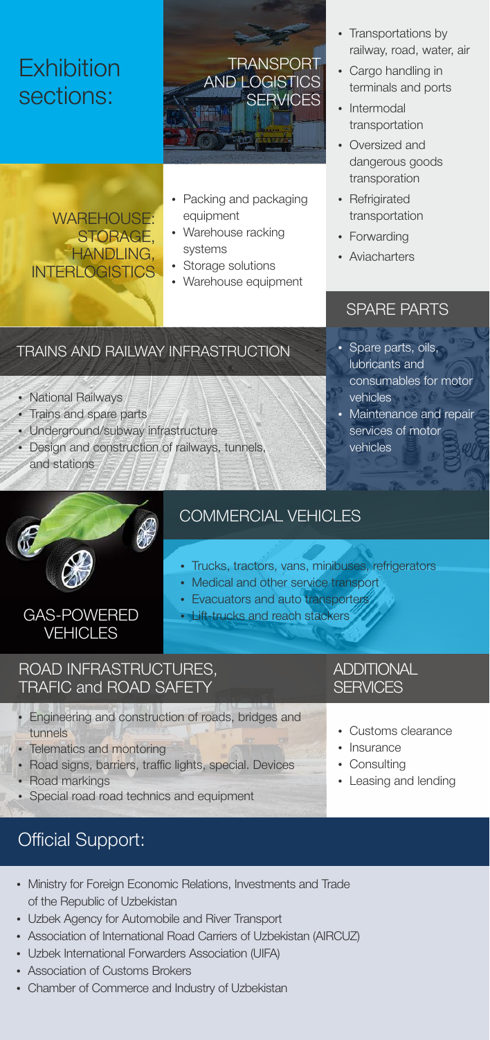# Exhibition sections:

## TRANSPORT AND LOGISTICS SERVICES

- Transportations by railway, road, water, air
- Cargo handling in terminals and ports
- Intermodal transportation
- Oversized and dangerous goods transporation
- Refrigirated transportation
- Forwarding
- Aviacharters

## WAREHOUSE: STORAGE, HANDLING, INTERLOGISTICS

- Packing and packaging equipment
- Warehouse racking systems
- Storage solutions
- Warehouse equipment

## SPARE PARTS

- Spare parts, oils, lubricants and consumables for motor vehicles
- Maintenance and repair services of motor vehicles

## TRAINS AND RAILWAY INFRASTRUCTION

- National Railways
- Trains and spare parts
- Underground/subway infrastructure
- Design and construction of railways, tunnels, and stations

## COMMERCIAL VEHICLES

- Trucks, tractors, vans, minibuses, refrigerators
- Medical and other service transport
- Evacuators and auto transporters
- Lift-trucks and reach stackers

## GAS-POWERED VEHICLES

## ROAD INFRASTRUCTURES, TRAFIC and ROAD SAFETY

- Engineering and construction of roads, bridges and tunnels
- Telematics and montoring
- Road signs, barriers, traffic lights, special. Devices
- Road markings
- Special road road technics and equipment

## ADDITIONAL SERVICES

- Customs clearance
- Insurance
- Consulting
- Leasing and lending

# Official Support:

- Ministry for Foreign Economic Relations, Investments and Trade of the Republic of Uzbekistan
- Uzbek Agency for Automobile and River Transport
- Association of International Road Carriers of Uzbekistan (AIRCUZ)
- Uzbek International Forwarders Association (UIFA)
- Association of Customs Brokers
- Chamber of Commerce and Industry of Uzbekistan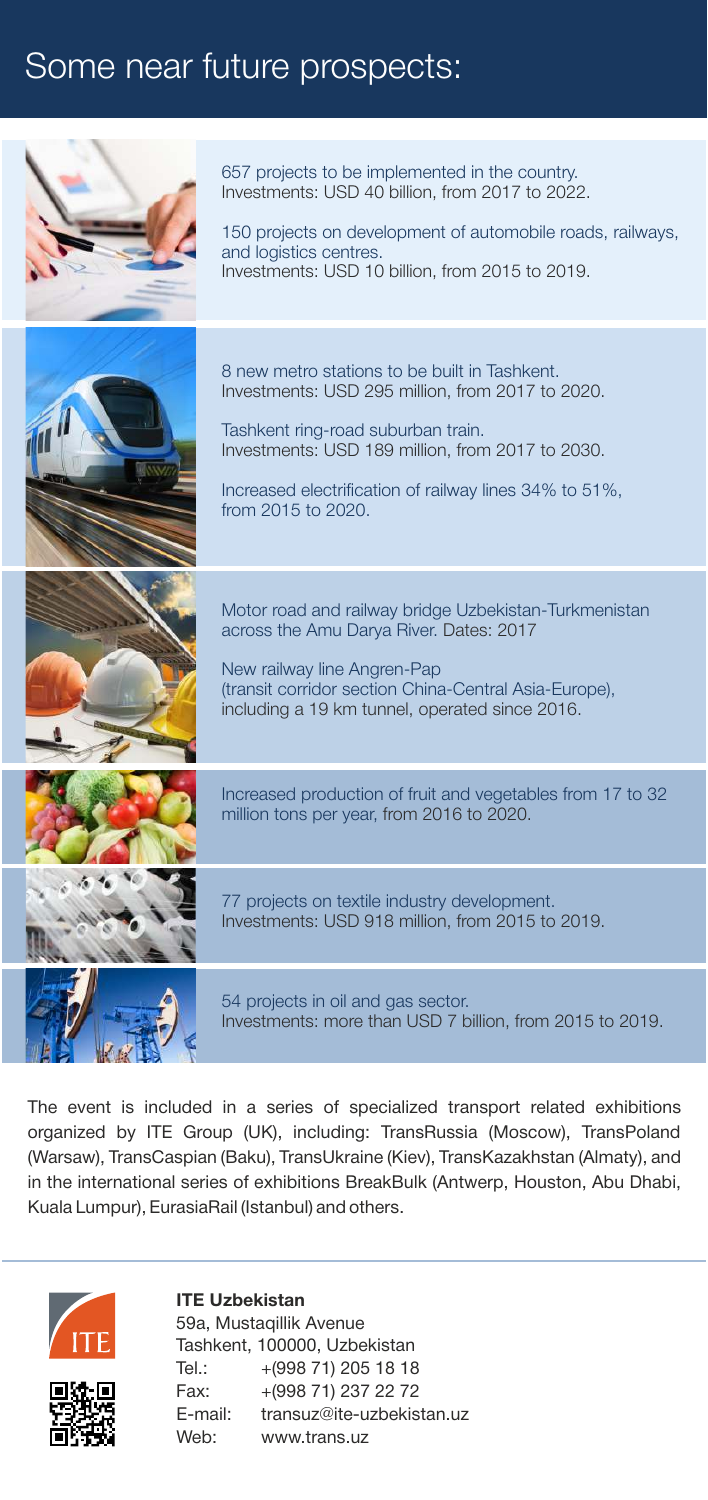# Some near future prospects:

657 projects to be implemented in the country.
Investments: USD 40 billion, from 2017 to 2022.

150 projects on development of automobile roads, railways, and logistics centres.
Investments: USD 10 billion, from 2015 to 2019.

8 new metro stations to be built in Tashkent.
Investments: USD 295 million, from 2017 to 2020.

Tashkent ring-road suburban train.
Investments: USD 189 million, from 2017 to 2030.

Increased electrification of railway lines 34% to 51%, from 2015 to 2020.

Motor road and railway bridge Uzbekistan-Turkmenistan across the Amu Darya River. Dates: 2017

New railway line Angren-Pap
(transit corridor section China-Central Asia-Europe), including a 19 km tunnel, operated since 2016.

Increased production of fruit and vegetables from 17 to 32 million tons per year, from 2016 to 2020.

77 projects on textile industry development.
Investments: USD 918 million, from 2015 to 2019.

54 projects in oil and gas sector.
Investments: more than USD 7 billion, from 2015 to 2019.

The event is included in a series of specialized transport related exhibitions organized by ITE Group (UK), including: TransRussia (Moscow), TransPoland (Warsaw), TransCaspian (Baku), TransUkraine (Kiev), TransKazakhstan (Almaty), and in the international series of exhibitions BreakBulk (Antwerp, Houston, Abu Dhabi, Kuala Lumpur), EurasiaRail (Istanbul) and others.

**ITE Uzbekistan**
59a, Mustaqillik Avenue
Tashkent, 100000, Uzbekistan
Tel.: +(998 71) 205 18 18
Fax: +(998 71) 237 22 72
E-mail: transuz@ite-uzbekistan.uz
Web: www.trans.uz